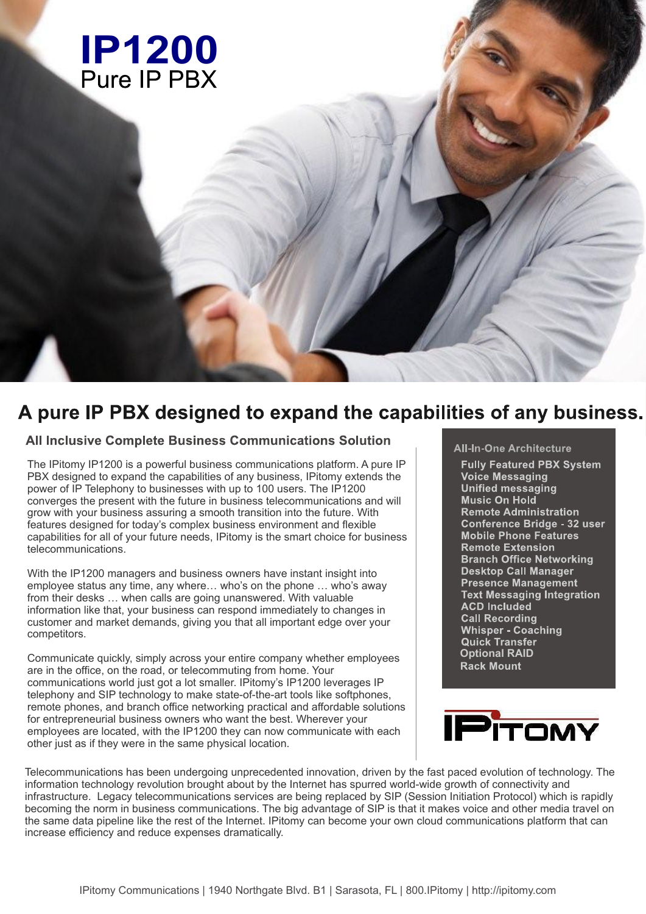# IP1200

## Pure IP PBX

## A pure IP PBX designed to expand the capabilities of any business.

### All Inclusive Complete Business Communications Solution

The IPitomy IP1200 is a powerful business communications platform. A pure IP PBX designed to expand the capabilities of any business, IPitomy extends the power of IP Telephony to businesses with up to 100 users. The IP1200 converges the present with the future in business telecommunications and will grow with your business assuring a smooth transition into the future. With features designed for today's complex business environment and flexible capabilities for all of your future needs, IPitomy is the smart choice for business telecommunications.

With the IP1200 managers and business owners have instant insight into employee status any time, any where… who's on the phone … who's away from their desks … when calls are going unanswered. With valuable information like that, your business can respond immediately to changes in customer and market demands, giving you that all important edge over your competitors.

Communicate quickly, simply across your entire company whether employees are in the office, on the road, or telecommuting from home. Your communications world just got a lot smaller. IPitomy's IP1200 leverages IP telephony and SIP technology to make state-of-the-art tools like softphones, remote phones, and branch office networking practical and affordable solutions for entrepreneurial business owners who want the best. Wherever your employees are located, with the IP1200 they can now communicate with each other just as if they were in the same physical location.

**All-In-One Architecture**

- Fully Featured PBX System
- Voice Messaging
- Unified messaging
- Music On Hold
- Remote Administration
- Conference Bridge - 32 user
- Mobile Phone Features
- Remote Extension
- Branch Office Networking
- Desktop Call Manager
- Presence Management
- Text Messaging Integration
- ACD Included
- Call Recording
- Whisper - Coaching
- Quick Transfer
- Optional RAID
- Rack Mount

IPITOMY

Telecommunications has been undergoing unprecedented innovation, driven by the fast paced evolution of technology. The information technology revolution brought about by the Internet has spurred world-wide growth of connectivity and infrastructure. Legacy telecommunications services are being replaced by SIP (Session Initiation Protocol) which is rapidly becoming the norm in business communications. The big advantage of SIP is that it makes voice and other media travel on the same data pipeline like the rest of the Internet. IPitomy can become your own cloud communications platform that can increase efficiency and reduce expenses dramatically.

IPitomy Communications | 1940 Northgate Blvd. B1 | Sarasota, FL | 800.IPitomy | http://ipitomy.com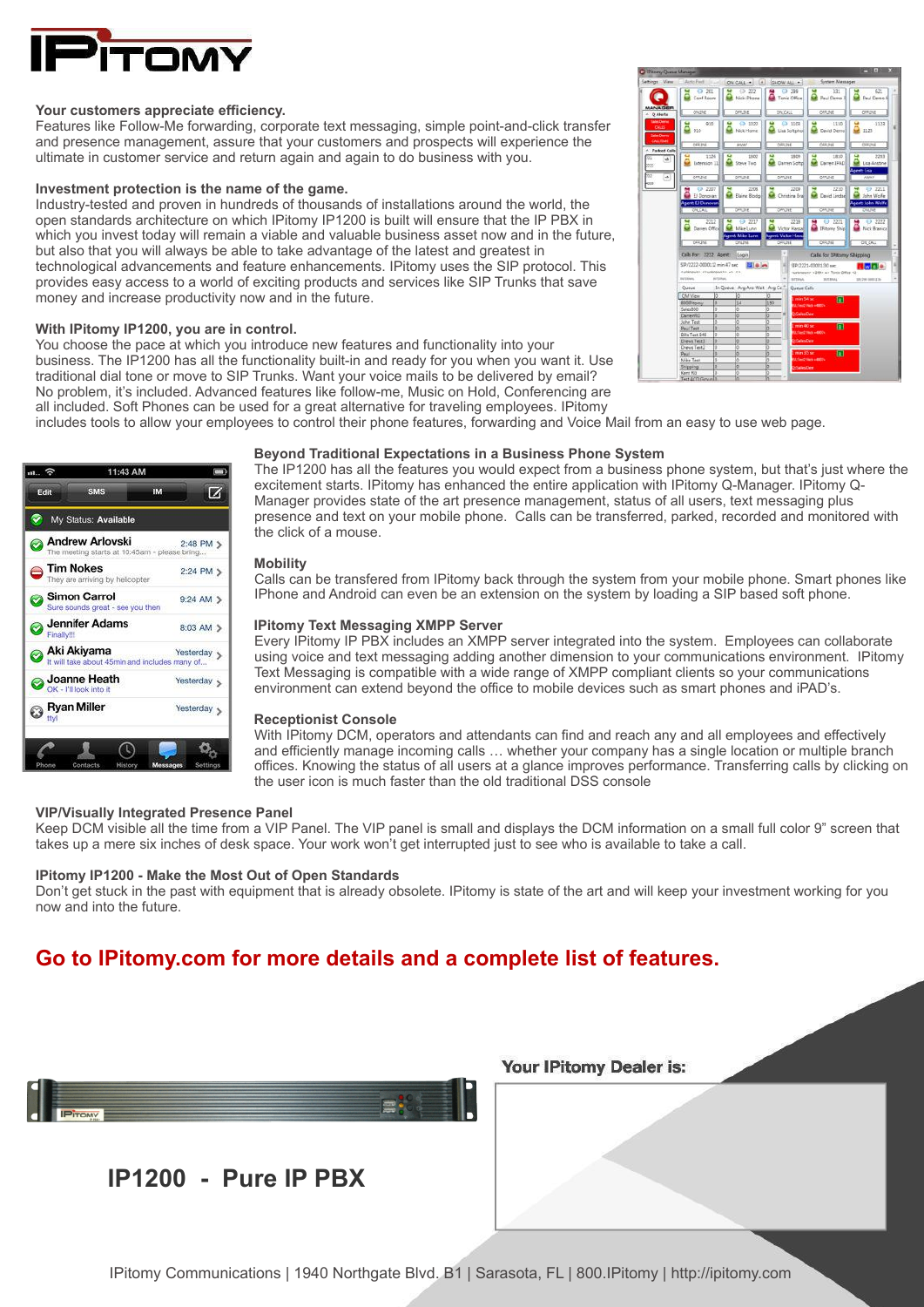# IPitomy

### Your customers appreciate efficiency.

Features like Follow-Me forwarding, corporate text messaging, simple point-and-click transfer and presence management, assure that your customers and prospects will experience the ultimate in customer service and return again and again to do business with you.

### Investment protection is the name of the game.

Industry-tested and proven in hundreds of thousands of installations around the world, the open standards architecture on which IPitomy IP1200 is built will ensure that the IP PBX in which you invest today will remain a viable and valuable business asset now and in the future, but also that you will always be able to take advantage of the latest and greatest in technological advancements and feature enhancements. IPitomy uses the SIP protocol. This provides easy access to a world of exciting products and services like SIP Trunks that save money and increase productivity now and in the future.

### With IPitomy IP1200, you are in control.

You choose the pace at which you introduce new features and functionality into your business. The IP1200 has all the functionality built-in and ready for you when you want it. Use traditional dial tone or move to SIP Trunks. Want your voice mails to be delivered by email? No problem, it's included. Advanced features like follow-me, Music on Hold, Conferencing are all included. Soft Phones can be used for a great alternative for traveling employees. IPitomy includes tools to allow your employees to control their phone features, forwarding and Voice Mail from an easy to use web page.

### Beyond Traditional Expectations in a Business Phone System

The IP1200 has all the features you would expect from a business phone system, but that's just where the excitement starts. IPitomy has enhanced the entire application with IPitomy Q-Manager. IPitomy Q-Manager provides state of the art presence management, status of all users, text messaging plus presence and text on your mobile phone. Calls can be transferred, parked, recorded and monitored with the click of a mouse.

### Mobility

Calls can be transfered from IPitomy back through the system from your mobile phone. Smart phones like IPhone and Android can even be an extension on the system by loading a SIP based soft phone.

### IPitomy Text Messaging XMPP Server

Every IPitomy IP PBX includes an XMPP server integrated into the system. Employees can collaborate using voice and text messaging adding another dimension to your communications environment. IPitomy Text Messaging is compatible with a wide range of XMPP compliant clients so your communications environment can extend beyond the office to mobile devices such as smart phones and iPAD's.

### Receptionist Console

With IPitomy DCM, operators and attendants can find and reach any and all employees and effectively and efficiently manage incoming calls … whether your company has a single location or multiple branch offices. Knowing the status of all users at a glance improves performance. Transferring calls by clicking on the user icon is much faster than the old traditional DSS console

### VIP/Visually Integrated Presence Panel

Keep DCM visible all the time from a VIP Panel. The VIP panel is small and displays the DCM information on a small full color 9" screen that takes up a mere six inches of desk space. Your work won't get interrupted just to see who is available to take a call.

### IPitomy IP1200 - Make the Most Out of Open Standards

Don't get stuck in the past with equipment that is already obsolete. IPitomy is state of the art and will keep your investment working for you now and into the future.

## Go to IPitomy.com for more details and a complete list of features.

**Your IPitomy Dealer is:**

## IP1200 - Pure IP PBX

IPitomy Communications | 1940 Northgate Blvd. B1 | Sarasota, FL | 800.IPitomy | http://ipitomy.com